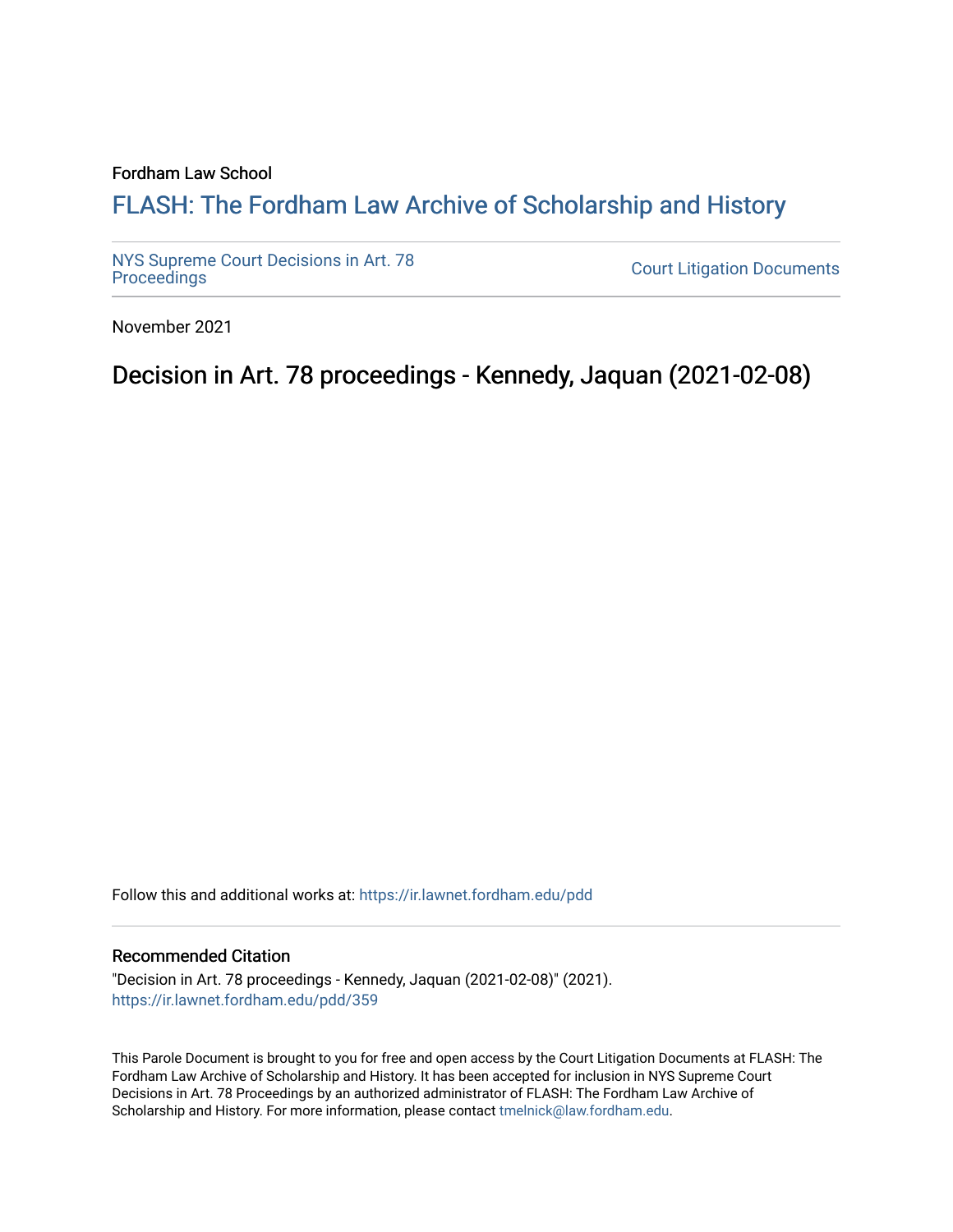Fordham Law School

# FLASH: The Fordham Law Archive of Scholarship and History

NYS Supreme Court Decisions in Art. 78 Proceedings

Court Litigation Documents

November 2021

## Decision in Art. 78 proceedings - Kennedy, Jaquan (2021-02-08)

Follow this and additional works at: https://ir.lawnet.fordham.edu/pdd

### Recommended Citation

"Decision in Art. 78 proceedings - Kennedy, Jaquan (2021-02-08)" (2021).
https://ir.lawnet.fordham.edu/pdd/359

This Parole Document is brought to you for free and open access by the Court Litigation Documents at FLASH: The Fordham Law Archive of Scholarship and History. It has been accepted for inclusion in NYS Supreme Court Decisions in Art. 78 Proceedings by an authorized administrator of FLASH: The Fordham Law Archive of Scholarship and History. For more information, please contact tmelnick@law.fordham.edu.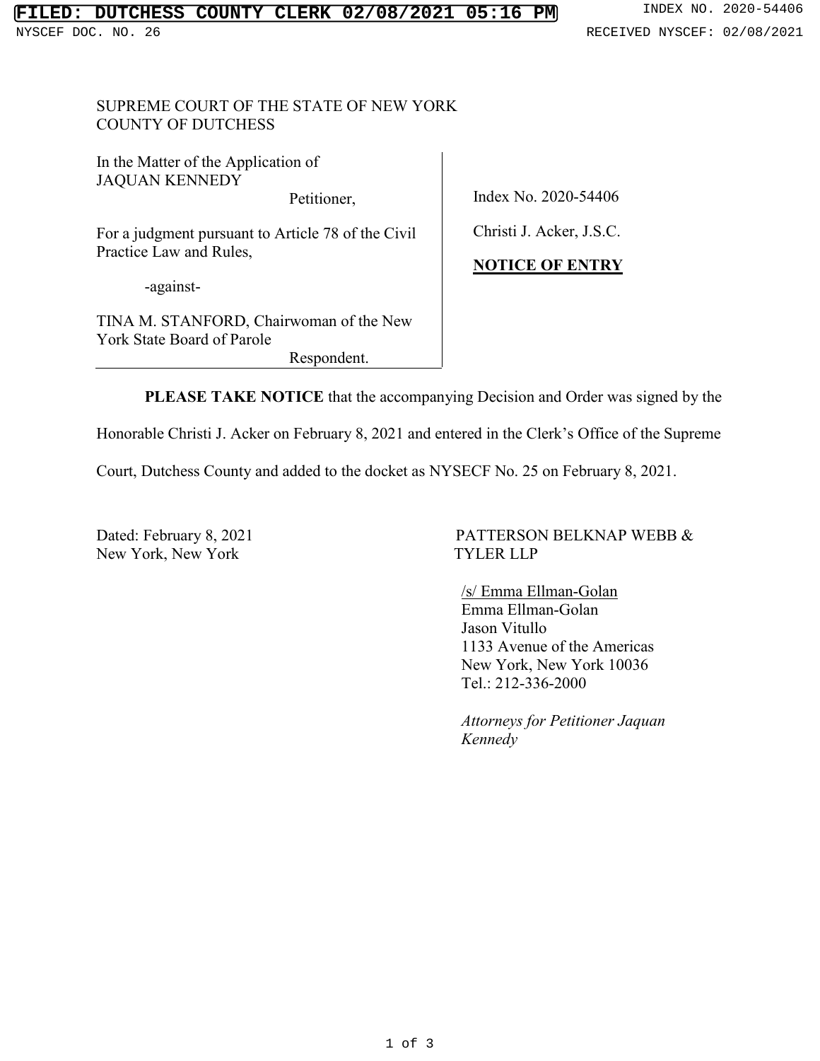FILED: DUTCHESS COUNTY CLERK 02/08/2021 05:16 PM

INDEX NO. 2020-54406

NYSCEF DOC. NO. 26

RECEIVED NYSCEF: 02/08/2021

SUPREME COURT OF THE STATE OF NEW YORK
COUNTY OF DUTCHESS

| | |
|---|---|
| In the Matter of the Application of<br>JAQUAN KENNEDY<br>Petitioner,<br><br>For a judgment pursuant to Article 78 of the Civil Practice Law and Rules,<br><br>-against-<br><br>TINA M. STANFORD, Chairwoman of the New York State Board of Parole<br>Respondent. | Index No. 2020-54406<br><br>Christi J. Acker, J.S.C.<br><br>**NOTICE OF ENTRY** |

**PLEASE TAKE NOTICE** that the accompanying Decision and Order was signed by the Honorable Christi J. Acker on February 8, 2021 and entered in the Clerk's Office of the Supreme Court, Dutchess County and added to the docket as NYSECF No. 25 on February 8, 2021.

Dated: February 8, 2021
New York, New York

PATTERSON BELKNAP WEBB & TYLER LLP

/s/ Emma Ellman-Golan
Emma Ellman-Golan
Jason Vitullo
1133 Avenue of the Americas
New York, New York 10036
Tel.: 212-336-2000

*Attorneys for Petitioner Jaquan Kennedy*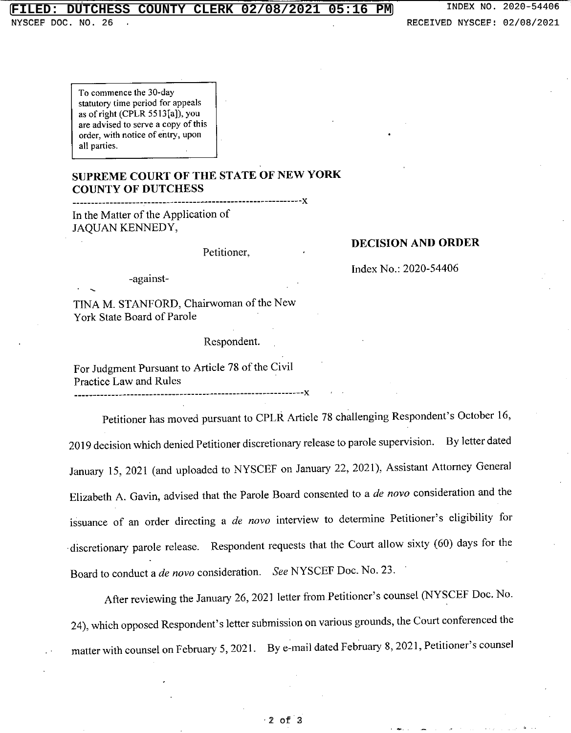To commence the 30-day statutory time period for appeals as of right (CPLR 5513[a]), you are advised to serve a copy of this order, with notice of entry, upon all parties.

**SUPREME COURT OF THE STATE OF NEW YORK**
**COUNTY OF DUTCHESS**

---

In the Matter of the Application of
JAQUAN KENNEDY,

Petitioner,

-against-

TINA M. STANFORD, Chairwoman of the New York State Board of Parole

Respondent.

For Judgment Pursuant to Article 78 of the Civil Practice Law and Rules

---

**DECISION AND ORDER**

Index No.: 2020-54406

Petitioner has moved pursuant to CPLR Article 78 challenging Respondent's October 16, 2019 decision which denied Petitioner discretionary release to parole supervision. By letter dated January 15, 2021 (and uploaded to NYSCEF on January 22, 2021), Assistant Attorney General Elizabeth A. Gavin, advised that the Parole Board consented to a *de novo* consideration and the issuance of an order directing a *de novo* interview to determine Petitioner's eligibility for discretionary parole release. Respondent requests that the Court allow sixty (60) days for the Board to conduct a *de novo* consideration. *See* NYSCEF Doc. No. 23.

After reviewing the January 26, 2021 letter from Petitioner's counsel (NYSCEF Doc. No. 24), which opposed Respondent's letter submission on various grounds, the Court conferenced the matter with counsel on February 5, 2021. By e-mail dated February 8, 2021, Petitioner's counsel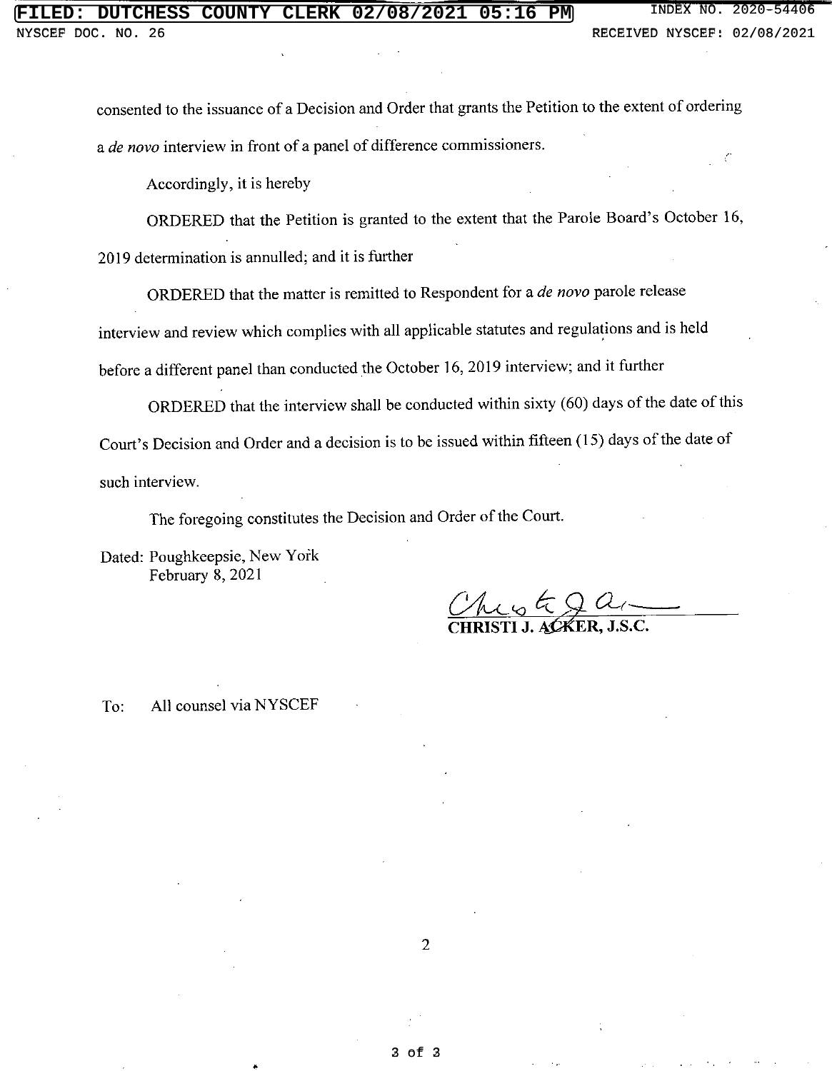consented to the issuance of a Decision and Order that grants the Petition to the extent of ordering a *de novo* interview in front of a panel of difference commissioners.

Accordingly, it is hereby

ORDERED that the Petition is granted to the extent that the Parole Board's October 16, 2019 determination is annulled; and it is further

ORDERED that the matter is remitted to Respondent for a *de novo* parole release interview and review which complies with all applicable statutes and regulations and is held before a different panel than conducted the October 16, 2019 interview; and it further

ORDERED that the interview shall be conducted within sixty (60) days of the date of this Court's Decision and Order and a decision is to be issued within fifteen (15) days of the date of such interview.

The foregoing constitutes the Decision and Order of the Court.

Dated: Poughkeepsie, New York
February 8, 2021

**CHRISTI J. ACKER, J.S.C.**

To: All counsel via NYSCEF